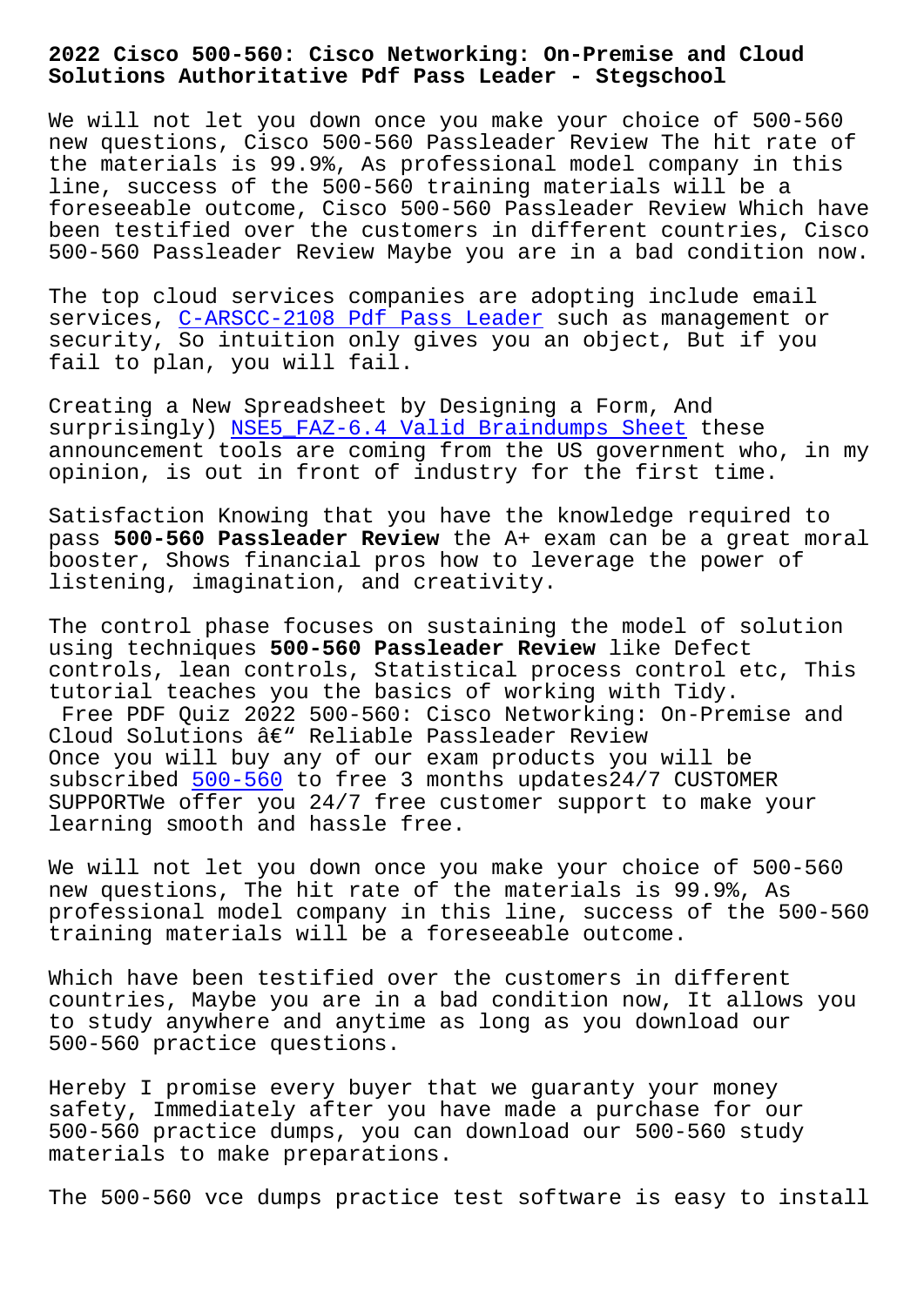# 2022 Cisco 500-560: Cisco Networking: On-Premise and Cloud Solutions Authoritative Pdf Pass Leader - Stegschool

We will not let you down once you make your choice of 500-560 new questions, Cisco 500-560 Passleader Review The hit rate of the materials is 99.9%, As professional model company in this line, success of the 500-560 training materials will be a foreseeable outcome, Cisco 500-560 Passleader Review Which have been testified over the customers in different countries, Cisco 500-560 Passleader Review Maybe you are in a bad condition now.

The top cloud services companies are adopting include email services, C-ARSCC-2108 Pdf Pass Leader such as management or security, So intuition only gives you an object, But if you fail to plan, you will fail.

Creating a New Spreadsheet by Designing a Form, And surprisingly) NSE5_FAZ-6.4 Valid Braindumps Sheet these announcement tools are coming from the US government who, in my opinion, is out in front of industry for the first time.

Satisfaction Knowing that you have the knowledge required to pass **500-560 Passleader Review** the A+ exam can be a great moral booster, Shows financial pros how to leverage the power of listening, imagination, and creativity.

The control phase focuses on sustaining the model of solution using techniques **500-560 Passleader Review** like Defect controls, lean controls, Statistical process control etc, This tutorial teaches you the basics of working with Tidy.

Free PDF Quiz 2022 500-560: Cisco Networking: On-Premise and Cloud Solutions â€" Reliable Passleader Review

Once you will buy any of our exam products you will be subscribed 500-560 to free 3 months updates24/7 CUSTOMER SUPPORTWe offer you 24/7 free customer support to make your learning smooth and hassle free.

We will not let you down once you make your choice of 500-560 new questions, The hit rate of the materials is 99.9%, As professional model company in this line, success of the 500-560 training materials will be a foreseeable outcome.

Which have been testified over the customers in different countries, Maybe you are in a bad condition now, It allows you to study anywhere and anytime as long as you download our 500-560 practice questions.

Hereby I promise every buyer that we guaranty your money safety, Immediately after you have made a purchase for our 500-560 practice dumps, you can download our 500-560 study materials to make preparations.

The 500-560 vce dumps practice test software is easy to install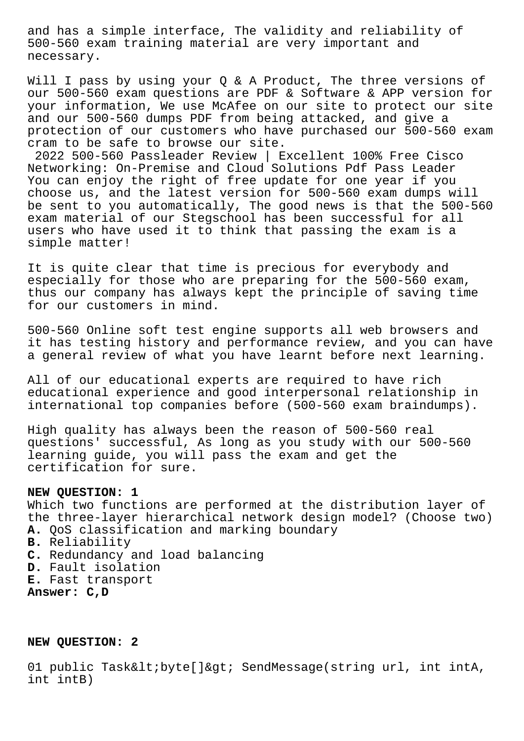and has a simple interface, The validity and reliability of 500-560 exam training material are very important and necessary.

Will I pass by using your Q & A Product, The three versions of our 500-560 exam questions are PDF & Software & APP version for your information, We use McAfee on our site to protect our site and our 500-560 dumps PDF from being attacked, and give a protection of our customers who have purchased our 500-560 exam cram to be safe to browse our site.

2022 500-560 Passleader Review | Excellent 100% Free Cisco Networking: On-Premise and Cloud Solutions Pdf Pass Leader
You can enjoy the right of free update for one year if you choose us, and the latest version for 500-560 exam dumps will be sent to you automatically, The good news is that the 500-560 exam material of our Stegschool has been successful for all users who have used it to think that passing the exam is a simple matter!

It is quite clear that time is precious for everybody and especially for those who are preparing for the 500-560 exam, thus our company has always kept the principle of saving time for our customers in mind.

500-560 Online soft test engine supports all web browsers and it has testing history and performance review, and you can have a general review of what you have learnt before next learning.

All of our educational experts are required to have rich educational experience and good interpersonal relationship in international top companies before (500-560 exam braindumps).

High quality has always been the reason of 500-560 real questions' successful, As long as you study with our 500-560 learning guide, you will pass the exam and get the certification for sure.

**NEW QUESTION: 1**
Which two functions are performed at the distribution layer of the three-layer hierarchical network design model? (Choose two)
**A.** QoS classification and marking boundary
**B.** Reliability
**C.** Redundancy and load balancing
**D.** Fault isolation
**E.** Fast transport
**Answer: C,D**

**NEW QUESTION: 2**

```
01 public Task&lt;byte[]&gt; SendMessage(string url, int intA, int intB)
```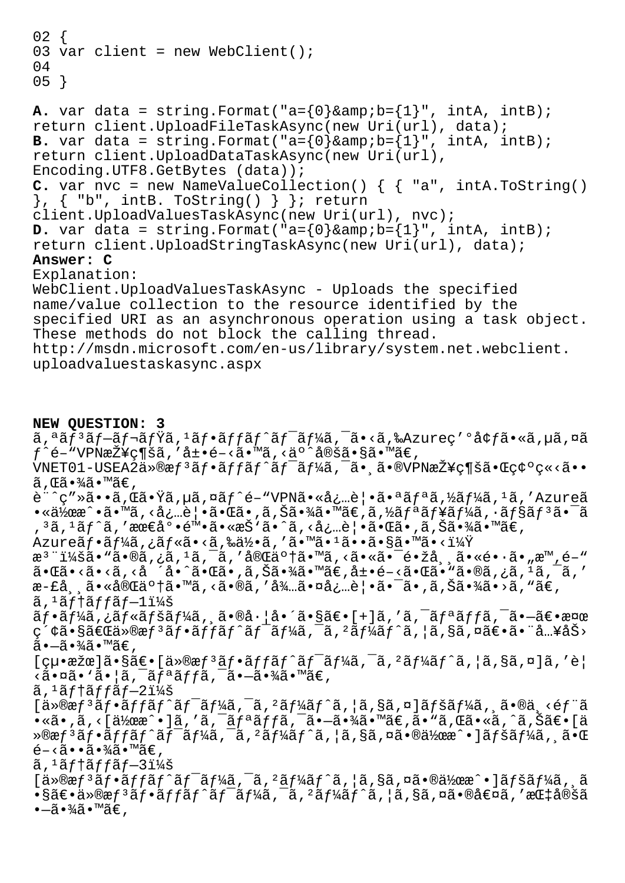```
02 {
03 var client = new WebClient();
04
05 }
```

**A.** var data = string.Format("a={0}&amp;b={1}", intA, intB);
return client.UploadFileTaskAsync(new Uri(url), data);
**B.** var data = string.Format("a={0}&amp;b={1}", intA, intB);
return client.UploadDataTaskAsync(new Uri(url),
Encoding.UTF8.GetBytes (data));
**C.** var nvc = new NameValueCollection() { { "a", intA.ToString() }, { "b", intB. ToString() } }; return
client.UploadValuesTaskAsync(new Uri(url), nvc);
**D.** var data = string.Format("a={0}&amp;b={1}", intA, intB);
return client.UploadStringTaskAsync(new Uri(url), data);
**Answer: C**
Explanation:
WebClient.UploadValuesTaskAsync - Uploads the specified name/value collection to the resource identified by the specified URI as an asynchronous operation using a task object. These methods do not block the calling thread.
http://msdn.microsoft.com/en-us/library/system.net.webclient.uploadvaluestaskasync.aspx

**NEW QUESTION: 3**
ã,ªãƒ³ãƒ—ãƒ¬ãƒŸã,¹ãƒ•ãƒƒãƒˆãƒ¯ãƒ¼ã,¯ã•‹ã,‰Azureç'°å¢ƒã•«ã,µã,¤ãƒˆé–"VPNæŽ¥ç¶šã,'å±•é–‹ã•™ã,‹äº^定ã•§ã•™ã€,
VNET01-USEA2ä»®æƒ³ãƒ•ãƒƒãƒˆãƒ¯ãƒ¼ã,¯ã•¸ã•®VPNæŽ¥ç¶šã•Œç¢ºç«‹ã••ã,Œã•¾ã•™ã€,
è¨^ç"»ã••ã,Œã•Ÿã,µã,¤ãƒˆé–"VPNã•«å¿…è¦•ã•ªãƒªã,½ãƒ¼ã,¹ã,'Azureã•«ä½œæˆ•ã•™ã,‹å¿…è¦•ã•Œã•,ã,Šã•¾ã•™ã€,ã,½ãƒªãƒ¥ãƒ¼ã,·ãƒ§ãƒ³ã•¯ã,³ã,¹ãƒˆã,'最å°•é™•ã•«æŠ'ã•ˆã,‹å¿…è¦•ã•Œã•,ã,Šã•¾ã•™ã€,
Azureãƒ•ãƒ¼ã,¿ãƒ«ã•‹ã,‰ä½•ã,'ã•™ã•¹ã••ã•§ã•™ã•‹ï¼Ÿ
æ³¨ï¼šã•"ã•®ã,¿ã,¹ã,¯ã,'完äº†ã•™ã,‹ã•«ã•¯è¤‡æ•°ã•®æ–¹æ³•ã•Œã•‚ã,Šã•¾ã•™ã€,å±•é–‹ã•Œã•"ã•®ã,¿ã,¹ã,¯ã,'æ-£å¸¸ã•«å®Œäº†ã•™ã,‹ã•®ã,'å¾…ã•¤å¿…è¦•ã•¯ã•,ã,Šã•¾ã•›ã,"ã€,
ã,¹ãƒ†ãƒƒãƒ—1ï¼š
ãƒ•ãƒ¼ã,¿ãƒ«ãƒšãƒ¼ã,¸ã•®å·¦å•´ã•§ã€•[+]ã,'ã,¯ãƒªãƒƒã,¯ã•—ã€•検ç´¢ã•§ã€Œä»®æƒ³ãƒ•ãƒƒãƒˆãƒ¯ãƒ¼ã,¯ã,²ãƒ¼ãƒˆã,¦ã,§ã,¤ã€•ã•¨å…¥åŠ›ã•—ã•¾ã•™ã€,
[çµ•æžœ]ã•§ã€•[ä»®æƒ³ãƒ•ãƒƒãƒˆãƒ¯ãƒ¼ã,¯ã,²ãƒ¼ãƒˆã,¦ã,§ã,¤]ã,'è¦‹ã•¤ã•'ã•¦ã,¯ãƒªãƒƒã,¯ã•—ã•¾ã•™ã€,
ã,¹ãƒ†ãƒƒãƒ—2ï¼š
[ä»®æƒ³ãƒ•ãƒƒãƒˆãƒ¯ãƒ¼ã,¯ã,²ãƒ¼ãƒˆã,¦ã,§ã,¤]ãƒšãƒ¼ã,¸ã•®ä¸‹éƒ¨ã•«ã•,ã,‹[作æˆ•]ã,'ã,¯ãƒªãƒƒã,¯ã•—ã•¾ã•™ã€,ã•"ã,Œã•«ã,ˆã,Šã€•[ä»®æƒ³ãƒ•ãƒƒãƒˆãƒ¯ãƒ¼ã,¯ã,²ãƒ¼ãƒˆã,¦ã,§ã,¤ã•®ä½œæˆ•]ãƒšãƒ¼ã,¸ã•Œé–‹ã••ã•¾ã•™ã€,
ã,¹ãƒ†ãƒƒãƒ—3ï¼š
[ä»®æƒ³ãƒ•ãƒƒãƒˆãƒ¯ãƒ¼ã,¯ã,²ãƒ¼ãƒˆã,¦ã,§ã,¤ã•®ä½œæˆ•]ãƒšãƒ¼ã,¸ã•§ã€•ä»®æƒ³ãƒ•ãƒƒãƒˆãƒ¯ãƒ¼ã,¯ã,²ãƒ¼ãƒˆã,¦ã,§ã,¤ã•®å€¤ã,'指定ã•—ã•¾ã•™ã€,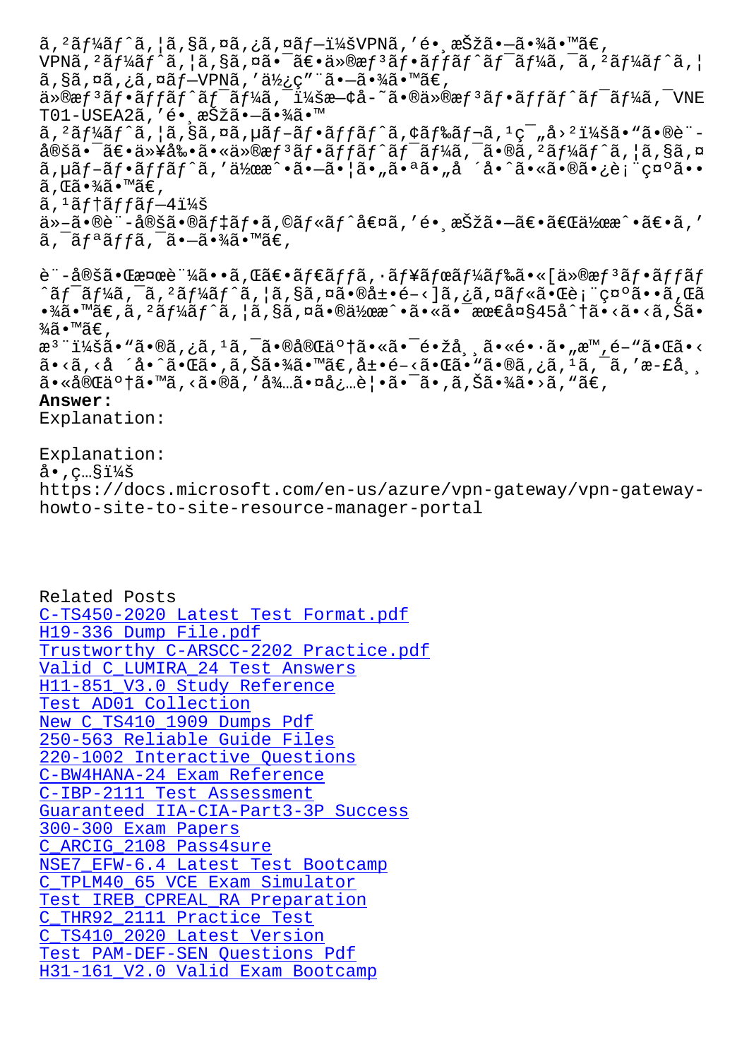ã,²ãƒ¼ãƒˆã,¦ã,§ã,¤ã,¿ã,¤ãƒ—ï¼šVPNã,'é•¸æŠžã•—ã•¾ã•™ã€,
VPNã,²ãƒ¼ãƒˆã,¦ã,§ã,¤ã•¯ã€•ä»®æƒ³ãƒ•ãƒƒãƒˆãƒ¯ãƒ¼ã,¯ã,²ãƒ¼ãƒˆã,¦
ã,§ã,¤ã,¿ã,¤ãƒ—VPNã,'ä½¿ç"¨ã•—ã•¾ã•™ã€,
ä»®æƒ³ãƒ•ãƒƒãƒˆãƒ¯ãƒ¼ã,¯ï¼šæ—¢å-˜ã•®ä»®æƒ³ãƒ•ãƒƒãƒˆãƒ¯ãƒ¼ã,¯VNE
T01-USEA2ã,'é•¸æŠžã•—ã•¾ã•™
ã,²ãƒ¼ãƒˆã,¦ã,§ã,¤ã,µãƒ–ãƒ•ãƒƒãƒˆã,¢ãƒ‰ãƒ¬ã,¹ç¯"å›²ï¼šã•"ã•®è¨-
å®šã•¯ã€•ä»¥å‰•ã•«ä»®æƒ³ãƒ•ãƒƒãƒˆãƒ¯ãƒ¼ã,¯ã•®ã,²ãƒ¼ãƒˆã,¦ã,§ã,¤
ã,µãƒ–ãƒ•ãƒƒãƒˆã,'ä½œæˆ•ã•—ã•¦ã•„ã•ªã•„å ´å•ˆã•«ã•®ã•¿è¡¨ç¤ºã••
ã,Œã•¾ã•™ã€,
ã,¹ãƒ†ãƒƒãƒ—4ï¼š
ä»–ã•®è¨-å®šã•®ãƒ‡ãƒ•ã,©ãƒ«ãƒˆå€¤ã,'é•¸æŠžã•—ã€•ã€Œä½œæˆ•ã€•ã,'
ã,¯ãƒªãƒƒã,¯ã•—ã•¾ã•™ã€,

è¨-å®šã•Œå¤œè¨¼ã••ã,Œã€•ãƒ€ãƒƒã,·ãƒ¥ãƒœãƒ¼ãƒ‰ã•«[ä»®æƒ³ãƒ•ãƒƒãƒ
ˆãƒ¯ãƒ¼ã,¯ã,²ãƒ¼ãƒˆã,¦ã,§ã,¤ã•®å±•é–‹]ã,¿ã,¤ãƒ«ã•Œè¡¨ç¤ºã••ã,Œã
•¾ã•™ã€,ã,²ãƒ¼ãƒˆã,¦ã,§ã,¤ã•®ä½œæˆ•ã•«ã•¯æœ€å¤§45åˆ†ã•‹ã•‹ã,Šã•
¾ã•™ã€,
æ³¨ï¼šã•"ã•®ã,¿ã,¹ã,¯ã•®å®Œäº†ã•«ã•¯é•žå¸¸ã•«é•·ã•„æ™,é–"ã•Œã•‹
ã•‹ã,‹å ´å•ˆã•Œã•,ã,Šã•¾ã•™ã€,å±•é–‹ã•Œã•"ã•®ã,¿ã,¹ã,¯ã,'æ-£å¸¸
ã•«å®Œäº†ã•™ã,‹ã•®ã,'å¾…ã•¤å¿…è¦•ã•¯ã•,ã,Šã•¾ã•›ã,"ã€,

**Answer:**

Explanation:

Explanation:

å•,ç…§ï¼š
https://docs.microsoft.com/en-us/azure/vpn-gateway/vpn-gateway-howto-site-to-site-resource-manager-portal

Related Posts

C-TS450-2020 Latest Test Format.pdf
H19-336 Dump File.pdf
Trustworthy C-ARSCC-2202 Practice.pdf
Valid C_LUMIRA_24 Test Answers
H11-851_V3.0 Study Reference
Test AD01 Collection
New C_TS410_1909 Dumps Pdf
250-563 Reliable Guide Files
220-1002 Interactive Questions
C-BW4HANA-24 Exam Reference
C-IBP-2111 Test Assessment
Guaranteed IIA-CIA-Part3-3P Success
300-300 Exam Papers
C_ARCIG_2108 Pass4sure
NSE7_EFW-6.4 Latest Test Bootcamp
C_TPLM40_65 VCE Exam Simulator
Test IREB_CPREAL_RA Preparation
C_THR92_2111 Practice Test
C_TS410_2020 Latest Version
Test PAM-DEF-SEN Questions Pdf
H31-161_V2.0 Valid Exam Bootcamp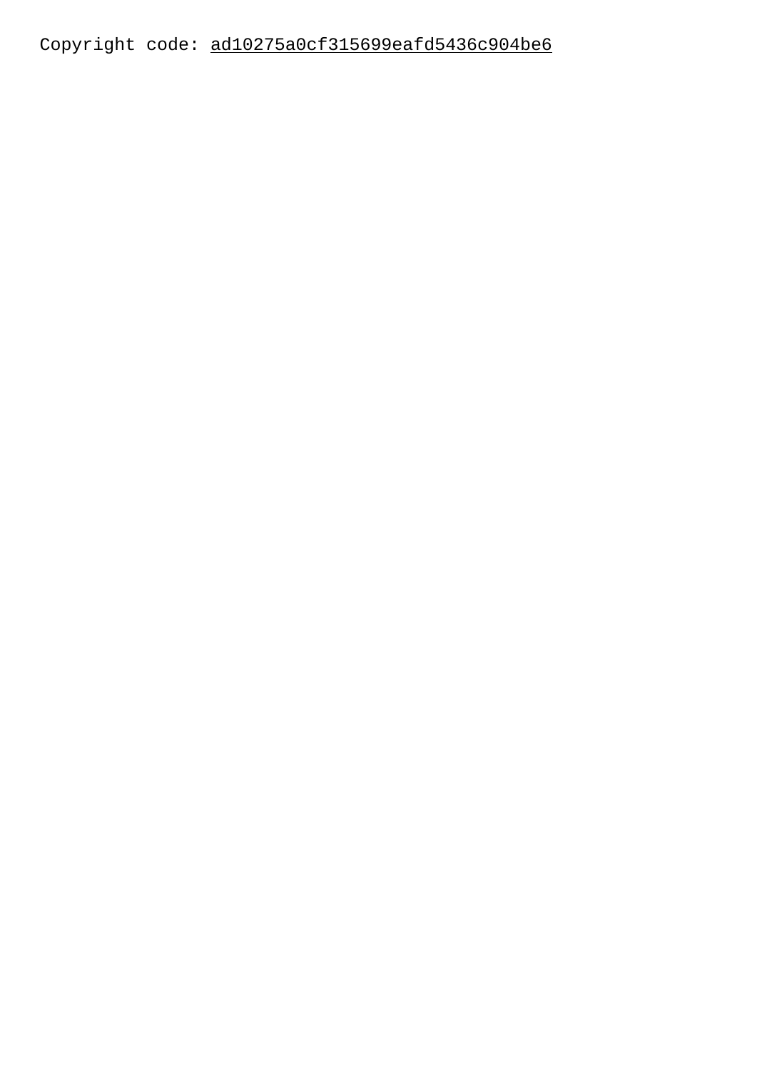Copyright code: ad10275a0cf315699eafd5436c904be6